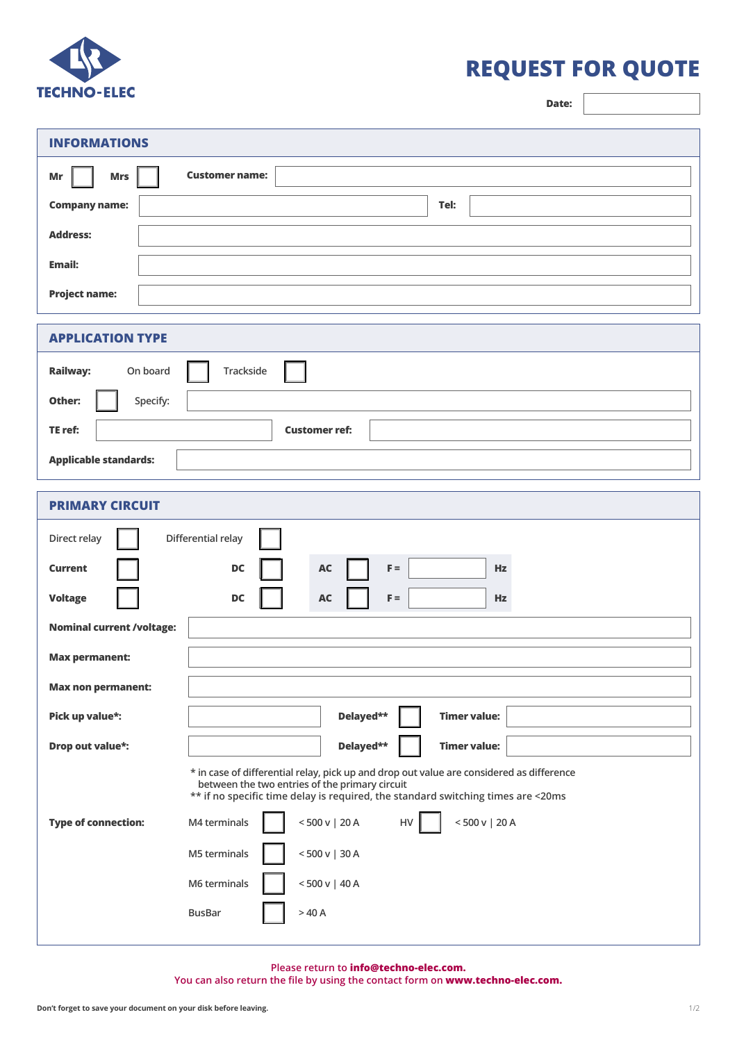TECHNO-ELEC

# REQUEST FOR QUOTE

**Date:**

## INFORMATIONS

**Mr** ☐ **Mrs** ☐ **Customer name:**

**Company name:** **Tel:**

**Address:**

**Email:**

**Project name:**

## APPLICATION TYPE

**Railway:** On board ☐ Trackside ☐

**Other:** ☐ Specify:

**TE ref:** **Customer ref:**

**Applicable standards:**

## PRIMARY CIRCUIT

Direct relay ☐ Differential relay ☐

**Current** ☐ **DC** ☐ **AC** ☐ **F =** **Hz**

**Voltage** ☐ **DC** ☐ **AC** ☐ **F =** **Hz**

**Nominal current /voltage:**

**Max permanent:**

**Max non permanent:**

**Pick up value*:** **Delayed**** ☐ **Timer value:**

**Drop out value*:** **Delayed**** ☐ **Timer value:**

* in case of differential relay, pick up and drop out value are considered as difference between the two entries of the primary circuit
** if no specific time delay is required, the standard switching times are <20ms

**Type of connection:**

M4 terminals ☐ < 500 v | 20 A HV ☐ < 500 v | 20 A

M5 terminals ☐ < 500 v | 30 A

M6 terminals ☐ < 500 v | 40 A

BusBar ☐ > 40 A

Please return to **info@techno-elec.com.**
You can also return the file by using the contact form on **www.techno-elec.com.**

**Don't forget to save your document on your disk before leaving.**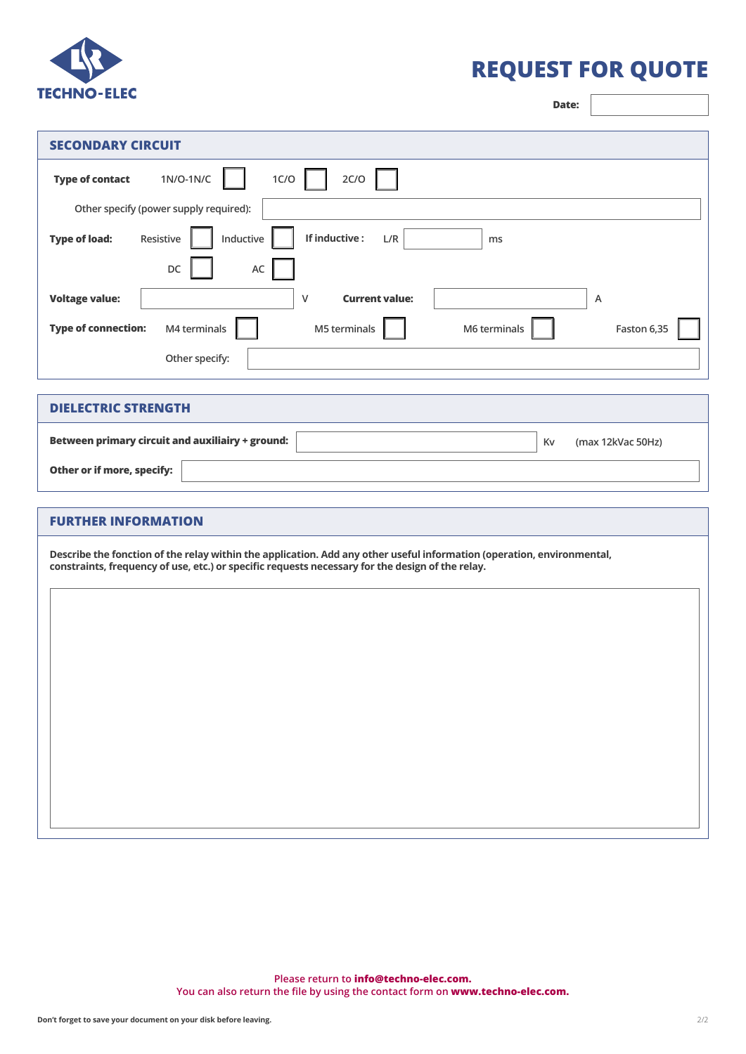TECHNO-ELEC

# REQUEST FOR QUOTE

**Date:**

## SECONDARY CIRCUIT

**Type of contact** 1N/O-1N/C ☐ 1C/O ☐ 2C/O ☐

Other specify (power supply required):

**Type of load:** Resistive ☐ Inductive ☐ **If inductive :** L/R ms

DC ☐ AC ☐

**Voltage value:** V **Current value:** A

**Type of connection:** M4 terminals ☐ M5 terminals ☐ M6 terminals ☐ Faston 6,35 ☐

Other specify:

## DIELECTRIC STRENGTH

**Between primary circuit and auxiliairy + ground:** Kv (max 12kVac 50Hz)

**Other or if more, specify:**

## FURTHER INFORMATION

**Describe the fonction of the relay within the application. Add any other useful information (operation, environmental, constraints, frequency of use, etc.) or specific requests necessary for the design of the relay.**

Please return to **info@techno-elec.com.**
You can also return the file by using the contact form on **www.techno-elec.com.**

**Don't forget to save your document on your disk before leaving.**